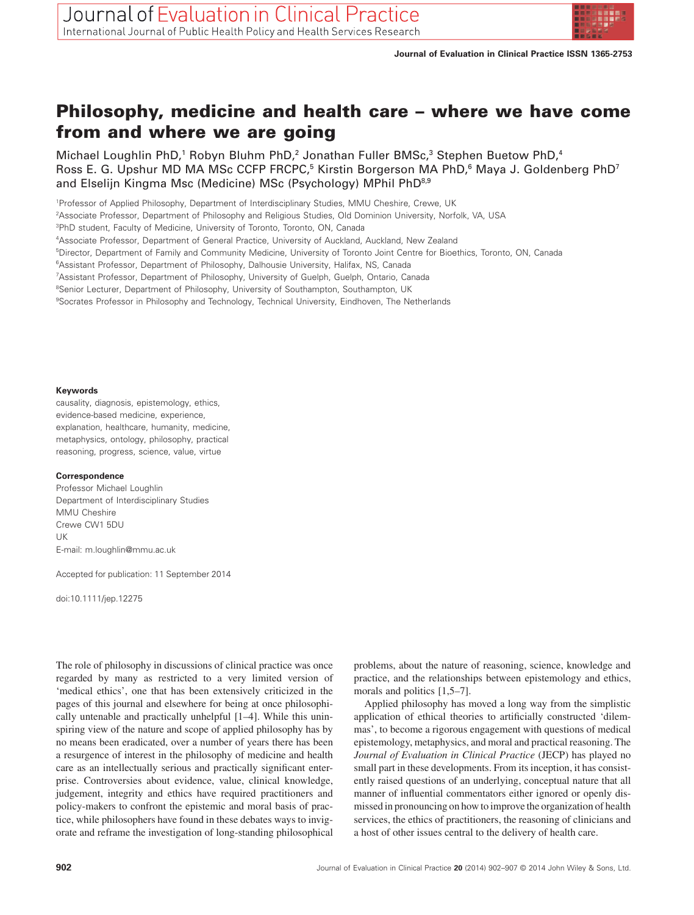# Philosophy, medicine and health care – where we have come from and where we are going

Michael Loughlin PhD,[1] Robyn Bluhm PhD,[2] Jonathan Fuller BMSc,[3] Stephen Buetow PhD,[4] Ross E. G. Upshur MD MA MSc CCFP FRCPC,[5] Kirstin Borgerson MA PhD,[6] Maya J. Goldenberg PhD[7] and Elselijn Kingma Msc (Medicine) MSc (Psychology) MPhil PhD[8,9]

[1]Professor of Applied Philosophy, Department of Interdisciplinary Studies, MMU Cheshire, Crewe, UK
[2]Associate Professor, Department of Philosophy and Religious Studies, Old Dominion University, Norfolk, VA, USA
[3]PhD student, Faculty of Medicine, University of Toronto, Toronto, ON, Canada
[4]Associate Professor, Department of General Practice, University of Auckland, Auckland, New Zealand
[5]Director, Department of Family and Community Medicine, University of Toronto Joint Centre for Bioethics, Toronto, ON, Canada
[6]Assistant Professor, Department of Philosophy, Dalhousie University, Halifax, NS, Canada
[7]Assistant Professor, Department of Philosophy, University of Guelph, Guelph, Ontario, Canada
[8]Senior Lecturer, Department of Philosophy, University of Southampton, Southampton, UK
[9]Socrates Professor in Philosophy and Technology, Technical University, Eindhoven, The Netherlands

**Keywords**

causality, diagnosis, epistemology, ethics, evidence-based medicine, experience, explanation, healthcare, humanity, medicine, metaphysics, ontology, philosophy, practical reasoning, progress, science, value, virtue

**Correspondence**

Professor Michael Loughlin
Department of Interdisciplinary Studies
MMU Cheshire
Crewe CW1 5DU
UK
E-mail: m.loughlin@mmu.ac.uk

Accepted for publication: 11 September 2014

doi:10.1111/jep.12275

The role of philosophy in discussions of clinical practice was once regarded by many as restricted to a very limited version of 'medical ethics', one that has been extensively criticized in the pages of this journal and elsewhere for being at once philosophically untenable and practically unhelpful [1–4]. While this uninspiring view of the nature and scope of applied philosophy has by no means been eradicated, over a number of years there has been a resurgence of interest in the philosophy of medicine and health care as an intellectually serious and practically significant enterprise. Controversies about evidence, value, clinical knowledge, judgement, integrity and ethics have required practitioners and policy-makers to confront the epistemic and moral basis of practice, while philosophers have found in these debates ways to invigorate and reframe the investigation of long-standing philosophical problems, about the nature of reasoning, science, knowledge and practice, and the relationships between epistemology and ethics, morals and politics [1,5–7].

Applied philosophy has moved a long way from the simplistic application of ethical theories to artificially constructed 'dilemmas', to become a rigorous engagement with questions of medical epistemology, metaphysics, and moral and practical reasoning. The *Journal of Evaluation in Clinical Practice* (JECP) has played no small part in these developments. From its inception, it has consistently raised questions of an underlying, conceptual nature that all manner of influential commentators either ignored or openly dismissed in pronouncing on how to improve the organization of health services, the ethics of practitioners, the reasoning of clinicians and a host of other issues central to the delivery of health care.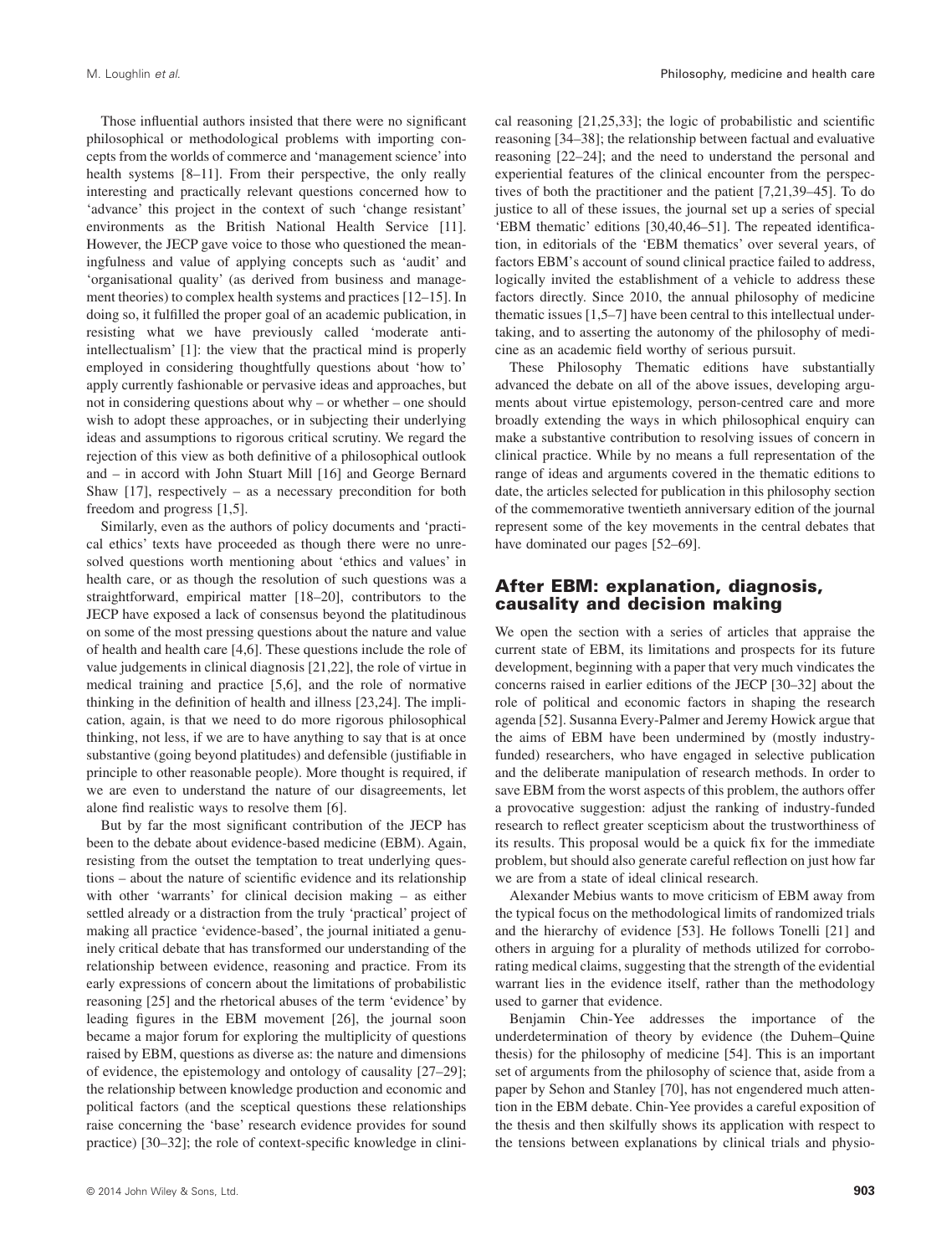Those influential authors insisted that there were no significant philosophical or methodological problems with importing concepts from the worlds of commerce and 'management science' into health systems [8–11]. From their perspective, the only really interesting and practically relevant questions concerned how to 'advance' this project in the context of such 'change resistant' environments as the British National Health Service [11]. However, the JECP gave voice to those who questioned the meaningfulness and value of applying concepts such as 'audit' and 'organisational quality' (as derived from business and management theories) to complex health systems and practices [12–15]. In doing so, it fulfilled the proper goal of an academic publication, in resisting what we have previously called 'moderate anti-intellectualism' [1]: the view that the practical mind is properly employed in considering thoughtfully questions about 'how to' apply currently fashionable or pervasive ideas and approaches, but not in considering questions about why – or whether – one should wish to adopt these approaches, or in subjecting their underlying ideas and assumptions to rigorous critical scrutiny. We regard the rejection of this view as both definitive of a philosophical outlook and – in accord with John Stuart Mill [16] and George Bernard Shaw [17], respectively – as a necessary precondition for both freedom and progress [1,5].

Similarly, even as the authors of policy documents and 'practical ethics' texts have proceeded as though there were no unresolved questions worth mentioning about 'ethics and values' in health care, or as though the resolution of such questions was a straightforward, empirical matter [18–20], contributors to the JECP have exposed a lack of consensus beyond the platitudinous on some of the most pressing questions about the nature and value of health and health care [4,6]. These questions include the role of value judgements in clinical diagnosis [21,22], the role of virtue in medical training and practice [5,6], and the role of normative thinking in the definition of health and illness [23,24]. The implication, again, is that we need to do more rigorous philosophical thinking, not less, if we are to have anything to say that is at once substantive (going beyond platitudes) and defensible (justifiable in principle to other reasonable people). More thought is required, if we are even to understand the nature of our disagreements, let alone find realistic ways to resolve them [6].

But by far the most significant contribution of the JECP has been to the debate about evidence-based medicine (EBM). Again, resisting from the outset the temptation to treat underlying questions – about the nature of scientific evidence and its relationship with other 'warrants' for clinical decision making – as either settled already or a distraction from the truly 'practical' project of making all practice 'evidence-based', the journal initiated a genuinely critical debate that has transformed our understanding of the relationship between evidence, reasoning and practice. From its early expressions of concern about the limitations of probabilistic reasoning [25] and the rhetorical abuses of the term 'evidence' by leading figures in the EBM movement [26], the journal soon became a major forum for exploring the multiplicity of questions raised by EBM, questions as diverse as: the nature and dimensions of evidence, the epistemology and ontology of causality [27–29]; the relationship between knowledge production and economic and political factors (and the sceptical questions these relationships raise concerning the 'base' research evidence provides for sound practice) [30–32]; the role of context-specific knowledge in clinical reasoning [21,25,33]; the logic of probabilistic and scientific reasoning [34–38]; the relationship between factual and evaluative reasoning [22–24]; and the need to understand the personal and experiential features of the clinical encounter from the perspectives of both the practitioner and the patient [7,21,39–45]. To do justice to all of these issues, the journal set up a series of special 'EBM thematic' editions [30,40,46–51]. The repeated identification, in editorials of the 'EBM thematics' over several years, of factors EBM's account of sound clinical practice failed to address, logically invited the establishment of a vehicle to address these factors directly. Since 2010, the annual philosophy of medicine thematic issues [1,5–7] have been central to this intellectual undertaking, and to asserting the autonomy of the philosophy of medicine as an academic field worthy of serious pursuit.

These Philosophy Thematic editions have substantially advanced the debate on all of the above issues, developing arguments about virtue epistemology, person-centred care and more broadly extending the ways in which philosophical enquiry can make a substantive contribution to resolving issues of concern in clinical practice. While by no means a full representation of the range of ideas and arguments covered in the thematic editions to date, the articles selected for publication in this philosophy section of the commemorative twentieth anniversary edition of the journal represent some of the key movements in the central debates that have dominated our pages [52–69].

## After EBM: explanation, diagnosis, causality and decision making

We open the section with a series of articles that appraise the current state of EBM, its limitations and prospects for its future development, beginning with a paper that very much vindicates the concerns raised in earlier editions of the JECP [30–32] about the role of political and economic factors in shaping the research agenda [52]. Susanna Every-Palmer and Jeremy Howick argue that the aims of EBM have been undermined by (mostly industry-funded) researchers, who have engaged in selective publication and the deliberate manipulation of research methods. In order to save EBM from the worst aspects of this problem, the authors offer a provocative suggestion: adjust the ranking of industry-funded research to reflect greater scepticism about the trustworthiness of its results. This proposal would be a quick fix for the immediate problem, but should also generate careful reflection on just how far we are from a state of ideal clinical research.

Alexander Mebius wants to move criticism of EBM away from the typical focus on the methodological limits of randomized trials and the hierarchy of evidence [53]. He follows Tonelli [21] and others in arguing for a plurality of methods utilized for corroborating medical claims, suggesting that the strength of the evidential warrant lies in the evidence itself, rather than the methodology used to garner that evidence.

Benjamin Chin-Yee addresses the importance of the underdetermination of theory by evidence (the Duhem–Quine thesis) for the philosophy of medicine [54]. This is an important set of arguments from the philosophy of science that, aside from a paper by Sehon and Stanley [70], has not engendered much attention in the EBM debate. Chin-Yee provides a careful exposition of the thesis and then skilfully shows its application with respect to the tensions between explanations by clinical trials and physio-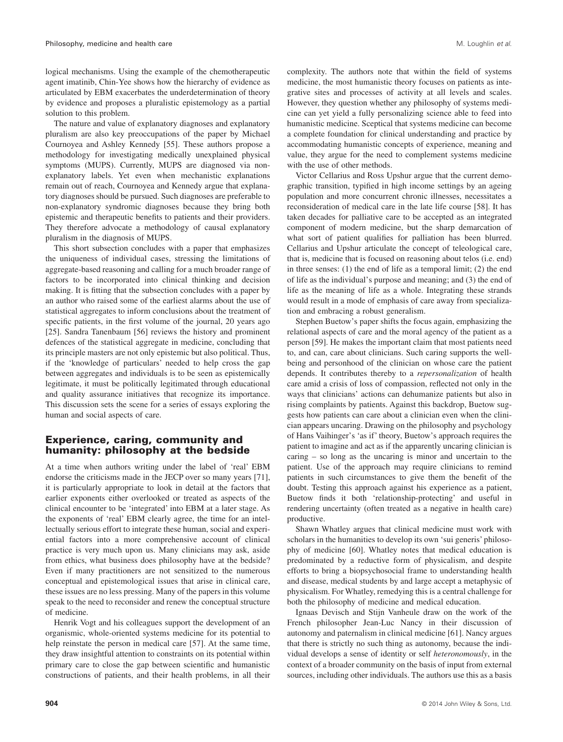logical mechanisms. Using the example of the chemotherapeutic agent imatinib, Chin-Yee shows how the hierarchy of evidence as articulated by EBM exacerbates the underdetermination of theory by evidence and proposes a pluralistic epistemology as a partial solution to this problem.

The nature and value of explanatory diagnoses and explanatory pluralism are also key preoccupations of the paper by Michael Cournoyea and Ashley Kennedy [55]. These authors propose a methodology for investigating medically unexplained physical symptoms (MUPS). Currently, MUPS are diagnosed via non-explanatory labels. Yet even when mechanistic explanations remain out of reach, Cournoyea and Kennedy argue that explanatory diagnoses should be pursued. Such diagnoses are preferable to non-explanatory syndromic diagnoses because they bring both epistemic and therapeutic benefits to patients and their providers. They therefore advocate a methodology of causal explanatory pluralism in the diagnosis of MUPS.

This short subsection concludes with a paper that emphasizes the uniqueness of individual cases, stressing the limitations of aggregate-based reasoning and calling for a much broader range of factors to be incorporated into clinical thinking and decision making. It is fitting that the subsection concludes with a paper by an author who raised some of the earliest alarms about the use of statistical aggregates to inform conclusions about the treatment of specific patients, in the first volume of the journal, 20 years ago [25]. Sandra Tanenbaum [56] reviews the history and prominent defences of the statistical aggregate in medicine, concluding that its principle masters are not only epistemic but also political. Thus, if the 'knowledge of particulars' needed to help cross the gap between aggregates and individuals is to be seen as epistemically legitimate, it must be politically legitimated through educational and quality assurance initiatives that recognize its importance. This discussion sets the scene for a series of essays exploring the human and social aspects of care.

## Experience, caring, community and humanity: philosophy at the bedside

At a time when authors writing under the label of 'real' EBM endorse the criticisms made in the JECP over so many years [71], it is particularly appropriate to look in detail at the factors that earlier exponents either overlooked or treated as aspects of the clinical encounter to be 'integrated' into EBM at a later stage. As the exponents of 'real' EBM clearly agree, the time for an intellectually serious effort to integrate these human, social and experiential factors into a more comprehensive account of clinical practice is very much upon us. Many clinicians may ask, aside from ethics, what business does philosophy have at the bedside? Even if many practitioners are not sensitized to the numerous conceptual and epistemological issues that arise in clinical care, these issues are no less pressing. Many of the papers in this volume speak to the need to reconsider and renew the conceptual structure of medicine.

Henrik Vogt and his colleagues support the development of an organismic, whole-oriented systems medicine for its potential to help reinstate the person in medical care [57]. At the same time, they draw insightful attention to constraints on its potential within primary care to close the gap between scientific and humanistic constructions of patients, and their health problems, in all their complexity. The authors note that within the field of systems medicine, the most humanistic theory focuses on patients as integrative sites and processes of activity at all levels and scales. However, they question whether any philosophy of systems medicine can yet yield a fully personalizing science able to feed into humanistic medicine. Sceptical that systems medicine can become a complete foundation for clinical understanding and practice by accommodating humanistic concepts of experience, meaning and value, they argue for the need to complement systems medicine with the use of other methods.

Victor Cellarius and Ross Upshur argue that the current demographic transition, typified in high income settings by an ageing population and more concurrent chronic illnesses, necessitates a reconsideration of medical care in the late life course [58]. It has taken decades for palliative care to be accepted as an integrated component of modern medicine, but the sharp demarcation of what sort of patient qualifies for palliation has been blurred. Cellarius and Upshur articulate the concept of teleological care, that is, medicine that is focused on reasoning about telos (i.e. end) in three senses: (1) the end of life as a temporal limit; (2) the end of life as the individual's purpose and meaning; and (3) the end of life as the meaning of life as a whole. Integrating these strands would result in a mode of emphasis of care away from specialization and embracing a robust generalism.

Stephen Buetow's paper shifts the focus again, emphasizing the relational aspects of care and the moral agency of the patient as a person [59]. He makes the important claim that most patients need to, and can, care about clinicians. Such caring supports the wellbeing and personhood of the clinician on whose care the patient depends. It contributes thereby to a *repersonalization* of health care amid a crisis of loss of compassion, reflected not only in the ways that clinicians' actions can dehumanize patients but also in rising complaints by patients. Against this backdrop, Buetow suggests how patients can care about a clinician even when the clinician appears uncaring. Drawing on the philosophy and psychology of Hans Vaihinger's 'as if' theory, Buetow's approach requires the patient to imagine and act as if the apparently uncaring clinician is caring – so long as the uncaring is minor and uncertain to the patient. Use of the approach may require clinicians to remind patients in such circumstances to give them the benefit of the doubt. Testing this approach against his experience as a patient, Buetow finds it both 'relationship-protecting' and useful in rendering uncertainty (often treated as a negative in health care) productive.

Shawn Whatley argues that clinical medicine must work with scholars in the humanities to develop its own 'sui generis' philosophy of medicine [60]. Whatley notes that medical education is predominated by a reductive form of physicalism, and despite efforts to bring a biopsychosocial frame to understanding health and disease, medical students by and large accept a metaphysic of physicalism. For Whatley, remedying this is a central challenge for both the philosophy of medicine and medical education.

Ignaas Devisch and Stijn Vanheule draw on the work of the French philosopher Jean-Luc Nancy in their discussion of autonomy and paternalism in clinical medicine [61]. Nancy argues that there is strictly no such thing as autonomy, because the individual develops a sense of identity or self *heteronomously*, in the context of a broader community on the basis of input from external sources, including other individuals. The authors use this as a basis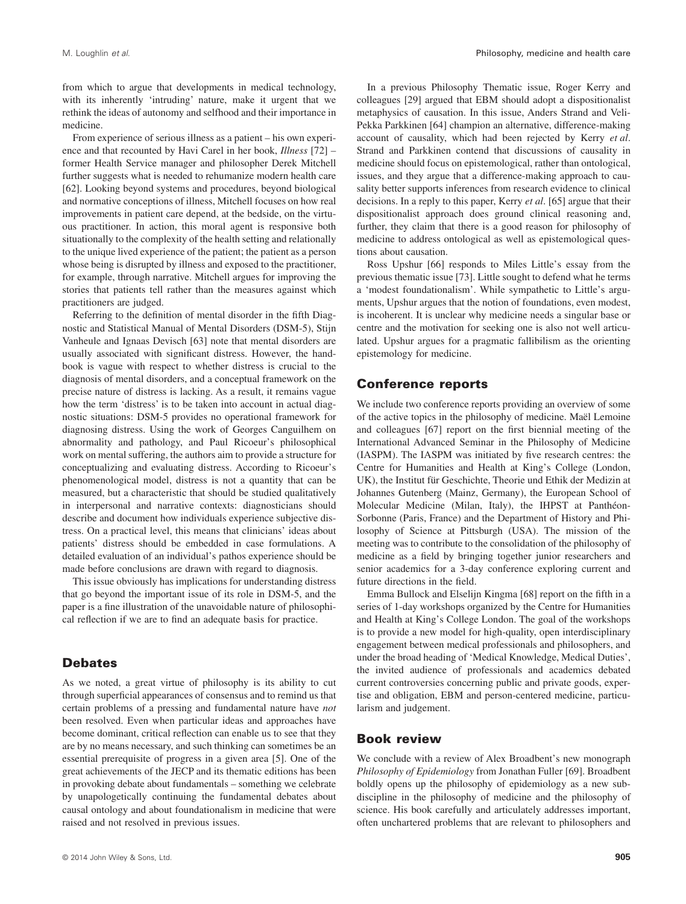from which to argue that developments in medical technology, with its inherently 'intruding' nature, make it urgent that we rethink the ideas of autonomy and selfhood and their importance in medicine.

From experience of serious illness as a patient – his own experience and that recounted by Havi Carel in her book, *Illness* [72] – former Health Service manager and philosopher Derek Mitchell further suggests what is needed to rehumanize modern health care [62]. Looking beyond systems and procedures, beyond biological and normative conceptions of illness, Mitchell focuses on how real improvements in patient care depend, at the bedside, on the virtuous practitioner. In action, this moral agent is responsive both situationally to the complexity of the health setting and relationally to the unique lived experience of the patient; the patient as a person whose being is disrupted by illness and exposed to the practitioner, for example, through narrative. Mitchell argues for improving the stories that patients tell rather than the measures against which practitioners are judged.

Referring to the definition of mental disorder in the fifth Diagnostic and Statistical Manual of Mental Disorders (DSM-5), Stijn Vanheule and Ignaas Devisch [63] note that mental disorders are usually associated with significant distress. However, the handbook is vague with respect to whether distress is crucial to the diagnosis of mental disorders, and a conceptual framework on the precise nature of distress is lacking. As a result, it remains vague how the term 'distress' is to be taken into account in actual diagnostic situations: DSM-5 provides no operational framework for diagnosing distress. Using the work of Georges Canguilhem on abnormality and pathology, and Paul Ricoeur's philosophical work on mental suffering, the authors aim to provide a structure for conceptualizing and evaluating distress. According to Ricoeur's phenomenological model, distress is not a quantity that can be measured, but a characteristic that should be studied qualitatively in interpersonal and narrative contexts: diagnosticians should describe and document how individuals experience subjective distress. On a practical level, this means that clinicians' ideas about patients' distress should be embedded in case formulations. A detailed evaluation of an individual's pathos experience should be made before conclusions are drawn with regard to diagnosis.

This issue obviously has implications for understanding distress that go beyond the important issue of its role in DSM-5, and the paper is a fine illustration of the unavoidable nature of philosophical reflection if we are to find an adequate basis for practice.

## Debates

As we noted, a great virtue of philosophy is its ability to cut through superficial appearances of consensus and to remind us that certain problems of a pressing and fundamental nature have *not* been resolved. Even when particular ideas and approaches have become dominant, critical reflection can enable us to see that they are by no means necessary, and such thinking can sometimes be an essential prerequisite of progress in a given area [5]. One of the great achievements of the JECP and its thematic editions has been in provoking debate about fundamentals – something we celebrate by unapologetically continuing the fundamental debates about causal ontology and about foundationalism in medicine that were raised and not resolved in previous issues.

In a previous Philosophy Thematic issue, Roger Kerry and colleagues [29] argued that EBM should adopt a dispositionalist metaphysics of causation. In this issue, Anders Strand and Veli-Pekka Parkkinen [64] champion an alternative, difference-making account of causality, which had been rejected by Kerry *et al*. Strand and Parkkinen contend that discussions of causality in medicine should focus on epistemological, rather than ontological, issues, and they argue that a difference-making approach to causality better supports inferences from research evidence to clinical decisions. In a reply to this paper, Kerry *et al*. [65] argue that their dispositionalist approach does ground clinical reasoning and, further, they claim that there is a good reason for philosophy of medicine to address ontological as well as epistemological questions about causation.

Ross Upshur [66] responds to Miles Little's essay from the previous thematic issue [73]. Little sought to defend what he terms a 'modest foundationalism'. While sympathetic to Little's arguments, Upshur argues that the notion of foundations, even modest, is incoherent. It is unclear why medicine needs a singular base or centre and the motivation for seeking one is also not well articulated. Upshur argues for a pragmatic fallibilism as the orienting epistemology for medicine.

## Conference reports

We include two conference reports providing an overview of some of the active topics in the philosophy of medicine. Maël Lemoine and colleagues [67] report on the first biennial meeting of the International Advanced Seminar in the Philosophy of Medicine (IASPM). The IASPM was initiated by five research centres: the Centre for Humanities and Health at King's College (London, UK), the Institut für Geschichte, Theorie und Ethik der Medizin at Johannes Gutenberg (Mainz, Germany), the European School of Molecular Medicine (Milan, Italy), the IHPST at Panthéon-Sorbonne (Paris, France) and the Department of History and Philosophy of Science at Pittsburgh (USA). The mission of the meeting was to contribute to the consolidation of the philosophy of medicine as a field by bringing together junior researchers and senior academics for a 3-day conference exploring current and future directions in the field.

Emma Bullock and Elselijn Kingma [68] report on the fifth in a series of 1-day workshops organized by the Centre for Humanities and Health at King's College London. The goal of the workshops is to provide a new model for high-quality, open interdisciplinary engagement between medical professionals and philosophers, and under the broad heading of 'Medical Knowledge, Medical Duties', the invited audience of professionals and academics debated current controversies concerning public and private goods, expertise and obligation, EBM and person-centered medicine, particularlism and judgement.

## Book review

We conclude with a review of Alex Broadbent's new monograph *Philosophy of Epidemiology* from Jonathan Fuller [69]. Broadbent boldly opens up the philosophy of epidemiology as a new subdiscipline in the philosophy of medicine and the philosophy of science. His book carefully and articulately addresses important, often unchartered problems that are relevant to philosophers and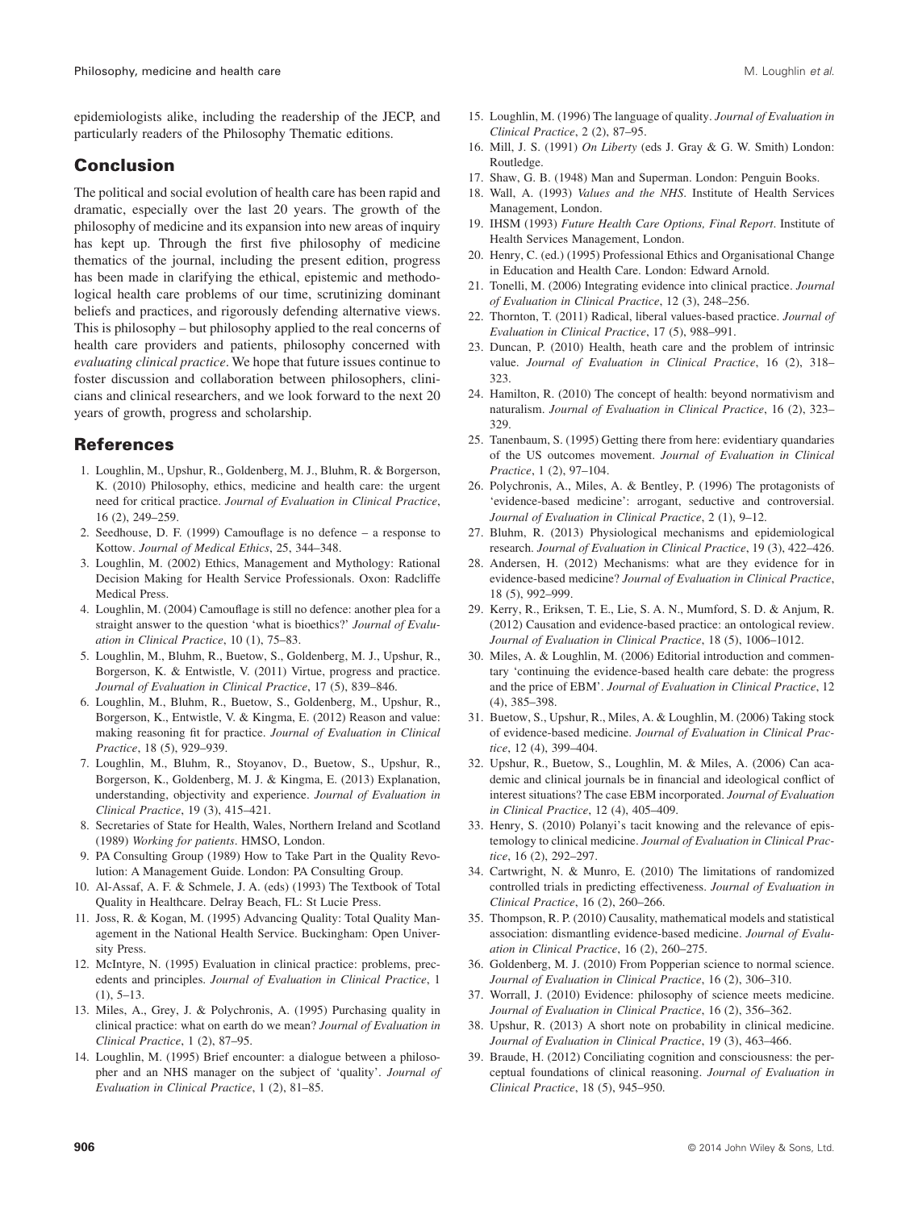epidemiologists alike, including the readership of the JECP, and particularly readers of the Philosophy Thematic editions.

## Conclusion

The political and social evolution of health care has been rapid and dramatic, especially over the last 20 years. The growth of the philosophy of medicine and its expansion into new areas of inquiry has kept up. Through the first five philosophy of medicine thematics of the journal, including the present edition, progress has been made in clarifying the ethical, epistemic and methodological health care problems of our time, scrutinizing dominant beliefs and practices, and rigorously defending alternative views. This is philosophy – but philosophy applied to the real concerns of health care providers and patients, philosophy concerned with *evaluating clinical practice*. We hope that future issues continue to foster discussion and collaboration between philosophers, clinicians and clinical researchers, and we look forward to the next 20 years of growth, progress and scholarship.

## References

1. Loughlin, M., Upshur, R., Goldenberg, M. J., Bluhm, R. & Borgerson, K. (2010) Philosophy, ethics, medicine and health care: the urgent need for critical practice. *Journal of Evaluation in Clinical Practice*, 16 (2), 249–259.
2. Seedhouse, D. F. (1999) Camouflage is no defence – a response to Kottow. *Journal of Medical Ethics*, 25, 344–348.
3. Loughlin, M. (2002) Ethics, Management and Mythology: Rational Decision Making for Health Service Professionals. Oxon: Radcliffe Medical Press.
4. Loughlin, M. (2004) Camouflage is still no defence: another plea for a straight answer to the question 'what is bioethics?' *Journal of Evaluation in Clinical Practice*, 10 (1), 75–83.
5. Loughlin, M., Bluhm, R., Buetow, S., Goldenberg, M. J., Upshur, R., Borgerson, K. & Entwistle, V. (2011) Virtue, progress and practice. *Journal of Evaluation in Clinical Practice*, 17 (5), 839–846.
6. Loughlin, M., Bluhm, R., Buetow, S., Goldenberg, M., Upshur, R., Borgerson, K., Entwistle, V. & Kingma, E. (2012) Reason and value: making reasoning fit for practice. *Journal of Evaluation in Clinical Practice*, 18 (5), 929–939.
7. Loughlin, M., Bluhm, R., Stoyanov, D., Buetow, S., Upshur, R., Borgerson, K., Goldenberg, M. J. & Kingma, E. (2013) Explanation, understanding, objectivity and experience. *Journal of Evaluation in Clinical Practice*, 19 (3), 415–421.
8. Secretaries of State for Health, Wales, Northern Ireland and Scotland (1989) *Working for patients*. HMSO, London.
9. PA Consulting Group (1989) How to Take Part in the Quality Revolution: A Management Guide. London: PA Consulting Group.
10. Al-Assaf, A. F. & Schmele, J. A. (eds) (1993) The Textbook of Total Quality in Healthcare. Delray Beach, FL: St Lucie Press.
11. Joss, R. & Kogan, M. (1995) Advancing Quality: Total Quality Management in the National Health Service. Buckingham: Open University Press.
12. McIntyre, N. (1995) Evaluation in clinical practice: problems, precedents and principles. *Journal of Evaluation in Clinical Practice*, 1 (1), 5–13.
13. Miles, A., Grey, J. & Polychronis, A. (1995) Purchasing quality in clinical practice: what on earth do we mean? *Journal of Evaluation in Clinical Practice*, 1 (2), 87–95.
14. Loughlin, M. (1995) Brief encounter: a dialogue between a philosopher and an NHS manager on the subject of 'quality'. *Journal of Evaluation in Clinical Practice*, 1 (2), 81–85.
15. Loughlin, M. (1996) The language of quality. *Journal of Evaluation in Clinical Practice*, 2 (2), 87–95.
16. Mill, J. S. (1991) *On Liberty* (eds J. Gray & G. W. Smith) London: Routledge.
17. Shaw, G. B. (1948) Man and Superman. London: Penguin Books.
18. Wall, A. (1993) *Values and the NHS*. Institute of Health Services Management, London.
19. IHSM (1993) *Future Health Care Options, Final Report*. Institute of Health Services Management, London.
20. Henry, C. (ed.) (1995) Professional Ethics and Organisational Change in Education and Health Care. London: Edward Arnold.
21. Tonelli, M. (2006) Integrating evidence into clinical practice. *Journal of Evaluation in Clinical Practice*, 12 (3), 248–256.
22. Thornton, T. (2011) Radical, liberal values-based practice. *Journal of Evaluation in Clinical Practice*, 17 (5), 988–991.
23. Duncan, P. (2010) Health, heath care and the problem of intrinsic value. *Journal of Evaluation in Clinical Practice*, 16 (2), 318–323.
24. Hamilton, R. (2010) The concept of health: beyond normativism and naturalism. *Journal of Evaluation in Clinical Practice*, 16 (2), 323–329.
25. Tanenbaum, S. (1995) Getting there from here: evidentiary quandaries of the US outcomes movement. *Journal of Evaluation in Clinical Practice*, 1 (2), 97–104.
26. Polychronis, A., Miles, A. & Bentley, P. (1996) The protagonists of 'evidence-based medicine': arrogant, seductive and controversial. *Journal of Evaluation in Clinical Practice*, 2 (1), 9–12.
27. Bluhm, R. (2013) Physiological mechanisms and epidemiological research. *Journal of Evaluation in Clinical Practice*, 19 (3), 422–426.
28. Andersen, H. (2012) Mechanisms: what are they evidence for in evidence-based medicine? *Journal of Evaluation in Clinical Practice*, 18 (5), 992–999.
29. Kerry, R., Eriksen, T. E., Lie, S. A. N., Mumford, S. D. & Anjum, R. (2012) Causation and evidence-based practice: an ontological review. *Journal of Evaluation in Clinical Practice*, 18 (5), 1006–1012.
30. Miles, A. & Loughlin, M. (2006) Editorial introduction and commentary 'continuing the evidence-based health care debate: the progress and the price of EBM'. *Journal of Evaluation in Clinical Practice*, 12 (4), 385–398.
31. Buetow, S., Upshur, R., Miles, A. & Loughlin, M. (2006) Taking stock of evidence-based medicine. *Journal of Evaluation in Clinical Practice*, 12 (4), 399–404.
32. Upshur, R., Buetow, S., Loughlin, M. & Miles, A. (2006) Can academic and clinical journals be in financial and ideological conflict of interest situations? The case EBM incorporated. *Journal of Evaluation in Clinical Practice*, 12 (4), 405–409.
33. Henry, S. (2010) Polanyi's tacit knowing and the relevance of epistemology to clinical medicine. *Journal of Evaluation in Clinical Practice*, 16 (2), 292–297.
34. Cartwright, N. & Munro, E. (2010) The limitations of randomized controlled trials in predicting effectiveness. *Journal of Evaluation in Clinical Practice*, 16 (2), 260–266.
35. Thompson, R. P. (2010) Causality, mathematical models and statistical association: dismantling evidence-based medicine. *Journal of Evaluation in Clinical Practice*, 16 (2), 260–275.
36. Goldenberg, M. J. (2010) From Popperian science to normal science. *Journal of Evaluation in Clinical Practice*, 16 (2), 306–310.
37. Worrall, J. (2010) Evidence: philosophy of science meets medicine. *Journal of Evaluation in Clinical Practice*, 16 (2), 356–362.
38. Upshur, R. (2013) A short note on probability in clinical medicine. *Journal of Evaluation in Clinical Practice*, 19 (3), 463–466.
39. Braude, H. (2012) Conciliating cognition and consciousness: the perceptual foundations of clinical reasoning. *Journal of Evaluation in Clinical Practice*, 18 (5), 945–950.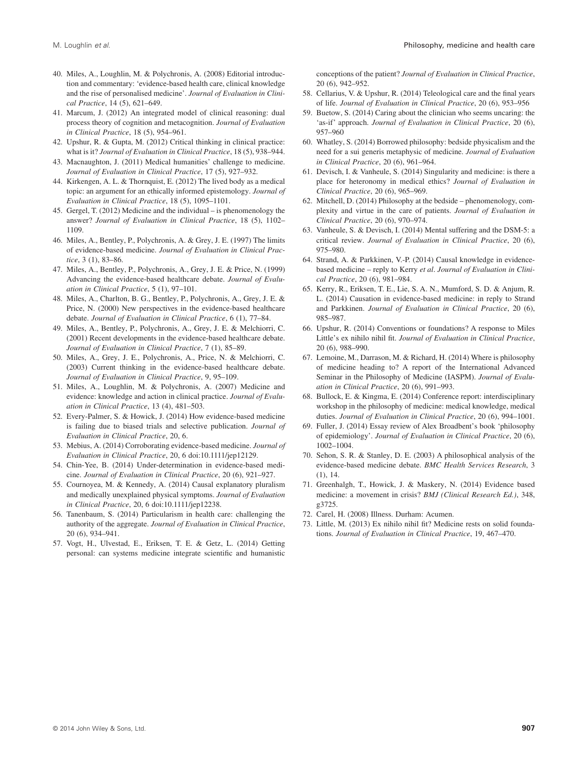40. Miles, A., Loughlin, M. & Polychronis, A. (2008) Editorial introduction and commentary: 'evidence-based health care, clinical knowledge and the rise of personalised medicine'. *Journal of Evaluation in Clinical Practice*, 14 (5), 621–649.
41. Marcum, J. (2012) An integrated model of clinical reasoning: dual process theory of cognition and metacognition. *Journal of Evaluation in Clinical Practice*, 18 (5), 954–961.
42. Upshur, R. & Gupta, M. (2012) Critical thinking in clinical practice: what is it? *Journal of Evaluation in Clinical Practice*, 18 (5), 938–944.
43. Macnaughton, J. (2011) Medical humanities' challenge to medicine. *Journal of Evaluation in Clinical Practice*, 17 (5), 927–932.
44. Kirkengen, A. L. & Thornquist, E. (2012) The lived body as a medical topic: an argument for an ethically informed epistemology. *Journal of Evaluation in Clinical Practice*, 18 (5), 1095–1101.
45. Gergel, T. (2012) Medicine and the individual – is phenomenology the answer? *Journal of Evaluation in Clinical Practice*, 18 (5), 1102–1109.
46. Miles, A., Bentley, P., Polychronis, A. & Grey, J. E. (1997) The limits of evidence-based medicine. *Journal of Evaluation in Clinical Practice*, 3 (1), 83–86.
47. Miles, A., Bentley, P., Polychronis, A., Grey, J. E. & Price, N. (1999) Advancing the evidence-based healthcare debate. *Journal of Evaluation in Clinical Practice*, 5 (1), 97–101.
48. Miles, A., Charlton, B. G., Bentley, P., Polychronis, A., Grey, J. E. & Price, N. (2000) New perspectives in the evidence-based healthcare debate. *Journal of Evaluation in Clinical Practice*, 6 (1), 77–84.
49. Miles, A., Bentley, P., Polychronis, A., Grey, J. E. & Melchiorri, C. (2001) Recent developments in the evidence-based healthcare debate. *Journal of Evaluation in Clinical Practice*, 7 (1), 85–89.
50. Miles, A., Grey, J. E., Polychronis, A., Price, N. & Melchiorri, C. (2003) Current thinking in the evidence-based healthcare debate. *Journal of Evaluation in Clinical Practice*, 9, 95–109.
51. Miles, A., Loughlin, M. & Polychronis, A. (2007) Medicine and evidence: knowledge and action in clinical practice. *Journal of Evaluation in Clinical Practice*, 13 (4), 481–503.
52. Every-Palmer, S. & Howick, J. (2014) How evidence-based medicine is failing due to biased trials and selective publication. *Journal of Evaluation in Clinical Practice*, 20, 6.
53. Mebius, A. (2014) Corroborating evidence-based medicine. *Journal of Evaluation in Clinical Practice*, 20, 6 doi:10.1111/jep12129.
54. Chin-Yee, B. (2014) Under-determination in evidence-based medicine. *Journal of Evaluation in Clinical Practice*, 20 (6), 921–927.
55. Cournoyea, M. & Kennedy, A. (2014) Causal explanatory pluralism and medically unexplained physical symptoms. *Journal of Evaluation in Clinical Practice*, 20, 6 doi:10.1111/jep12238.
56. Tanenbaum, S. (2014) Particularism in health care: challenging the authority of the aggregate. *Journal of Evaluation in Clinical Practice*, 20 (6), 934–941.
57. Vogt, H., Ulvestad, E., Eriksen, T. E. & Getz, L. (2014) Getting personal: can systems medicine integrate scientific and humanistic conceptions of the patient? *Journal of Evaluation in Clinical Practice*, 20 (6), 942–952.
58. Cellarius, V. & Upshur, R. (2014) Teleological care and the final years of life. *Journal of Evaluation in Clinical Practice*, 20 (6), 953–956
59. Buetow, S. (2014) Caring about the clinician who seems uncaring: the 'as-if' approach. *Journal of Evaluation in Clinical Practice*, 20 (6), 957–960
60. Whatley, S. (2014) Borrowed philosophy: bedside physicalism and the need for a sui generis metaphysic of medicine. *Journal of Evaluation in Clinical Practice*, 20 (6), 961–964.
61. Devisch, I. & Vanheule, S. (2014) Singularity and medicine: is there a place for heteronomy in medical ethics? *Journal of Evaluation in Clinical Practice*, 20 (6), 965–969.
62. Mitchell, D. (2014) Philosophy at the bedside – phenomenology, complexity and virtue in the care of patients. *Journal of Evaluation in Clinical Practice*, 20 (6), 970–974.
63. Vanheule, S. & Devisch, I. (2014) Mental suffering and the DSM-5: a critical review. *Journal of Evaluation in Clinical Practice*, 20 (6), 975–980.
64. Strand, A. & Parkkinen, V.-P. (2014) Causal knowledge in evidence-based medicine – reply to Kerry *et al*. *Journal of Evaluation in Clinical Practice*, 20 (6), 981–984.
65. Kerry, R., Eriksen, T. E., Lie, S. A. N., Mumford, S. D. & Anjum, R. L. (2014) Causation in evidence-based medicine: in reply to Strand and Parkkinen. *Journal of Evaluation in Clinical Practice*, 20 (6), 985–987.
66. Upshur, R. (2014) Conventions or foundations? A response to Miles Little's ex nihilo nihil fit. *Journal of Evaluation in Clinical Practice*, 20 (6), 988–990.
67. Lemoine, M., Darrason, M. & Richard, H. (2014) Where is philosophy of medicine heading to? A report of the International Advanced Seminar in the Philosophy of Medicine (IASPM). *Journal of Evaluation in Clinical Practice*, 20 (6), 991–993.
68. Bullock, E. & Kingma, E. (2014) Conference report: interdisciplinary workshop in the philosophy of medicine: medical knowledge, medical duties. *Journal of Evaluation in Clinical Practice*, 20 (6), 994–1001.
69. Fuller, J. (2014) Essay review of Alex Broadbent's book 'philosophy of epidemiology'. *Journal of Evaluation in Clinical Practice*, 20 (6), 1002–1004.
70. Sehon, S. R. & Stanley, D. E. (2003) A philosophical analysis of the evidence-based medicine debate. *BMC Health Services Research*, 3 (1), 14.
71. Greenhalgh, T., Howick, J. & Maskery, N. (2014) Evidence based medicine: a movement in crisis? *BMJ (Clinical Research Ed.)*, 348, g3725.
72. Carel, H. (2008) Illness. Durham: Acumen.
73. Little, M. (2013) Ex nihilo nihil fit? Medicine rests on solid foundations. *Journal of Evaluation in Clinical Practice*, 19, 467–470.